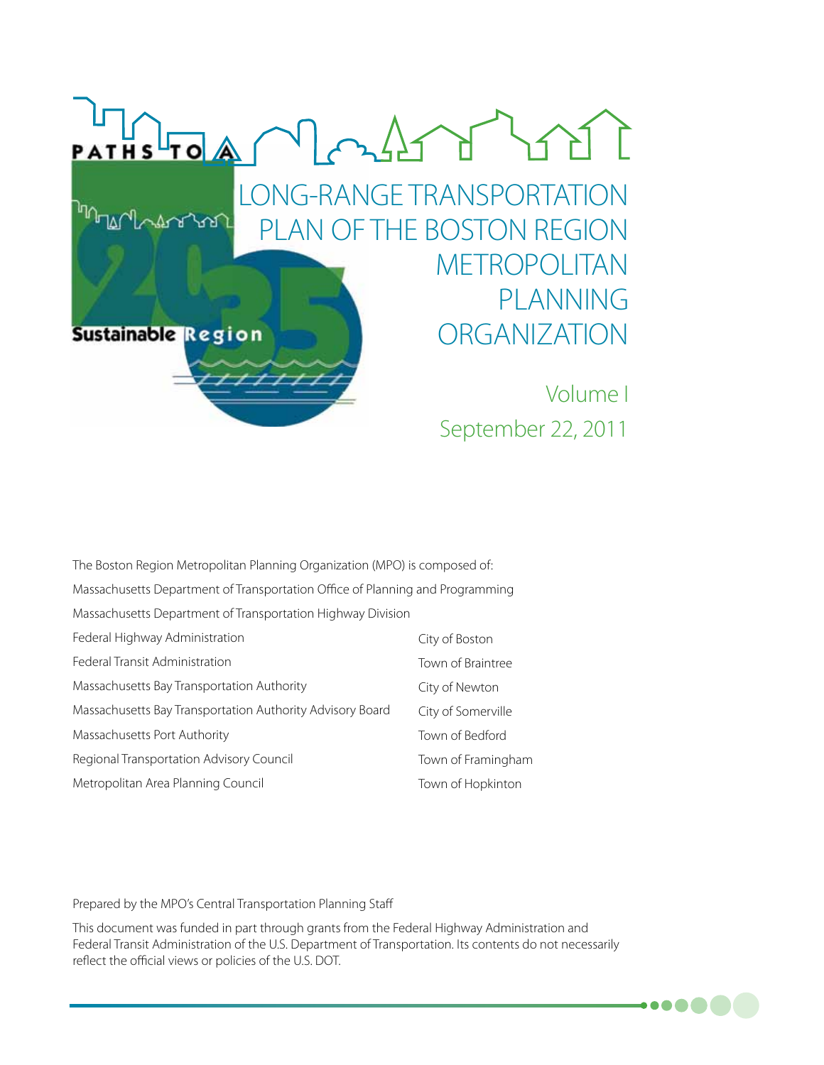PATHS TO A

2035

Sustainable Region

# LONG-RANGE TRANSPORTATION PLAN OF THE BOSTON REGION METROPOLITAN PLANNING ORGANIZATION

Volume I

September 22, 2011

The Boston Region Metropolitan Planning Organization (MPO) is composed of:

Massachusetts Department of Transportation Office of Planning and Programming

Massachusetts Department of Transportation Highway Division

Federal Highway Administration

Federal Transit Administration

Massachusetts Bay Transportation Authority

Massachusetts Bay Transportation Authority Advisory Board

Massachusetts Port Authority

Regional Transportation Advisory Council

Metropolitan Area Planning Council

City of Boston

Town of Braintree

City of Newton

City of Somerville

Town of Bedford

Town of Framingham

Town of Hopkinton

Prepared by the MPO's Central Transportation Planning Staff

This document was funded in part through grants from the Federal Highway Administration and Federal Transit Administration of the U.S. Department of Transportation. Its contents do not necessarily reflect the official views or policies of the U.S. DOT.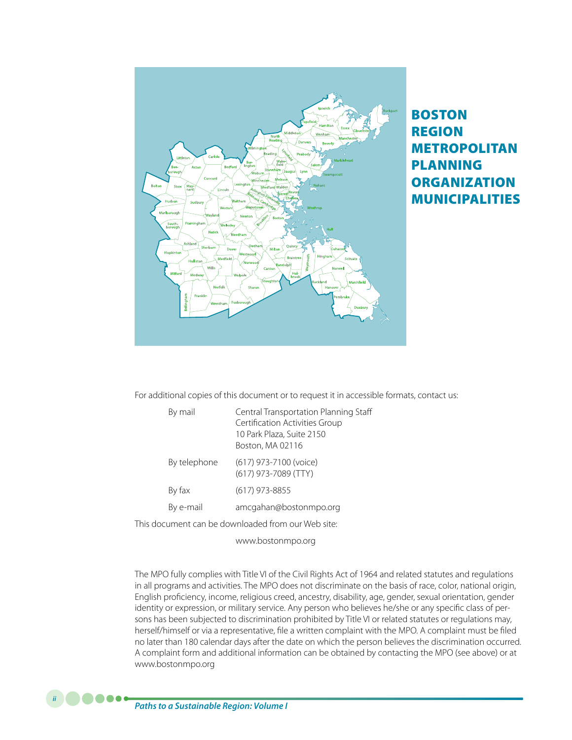## BOSTON REGION METROPOLITAN PLANNING ORGANIZATION MUNICIPALITIES

For additional copies of this document or to request it in accessible formats, contact us:

| | |
|---|---|
| By mail | Central Transportation Planning Staff<br>Certification Activities Group<br>10 Park Plaza, Suite 2150<br>Boston, MA 02116 |
| By telephone | (617) 973-7100 (voice)<br>(617) 973-7089 (TTY) |
| By fax | (617) 973-8855 |
| By e-mail | amcgahan@bostonmpo.org |

This document can be downloaded from our Web site:

www.bostonmpo.org

The MPO fully complies with Title VI of the Civil Rights Act of 1964 and related statutes and regulations in all programs and activities. The MPO does not discriminate on the basis of race, color, national origin, English proficiency, income, religious creed, ancestry, disability, age, gender, sexual orientation, gender identity or expression, or military service. Any person who believes he/she or any specific class of persons has been subjected to discrimination prohibited by Title VI or related statutes or regulations may, herself/himself or via a representative, file a written complaint with the MPO. A complaint must be filed no later than 180 calendar days after the date on which the person believes the discrimination occurred. A complaint form and additional information can be obtained by contacting the MPO (see above) or at www.bostonmpo.org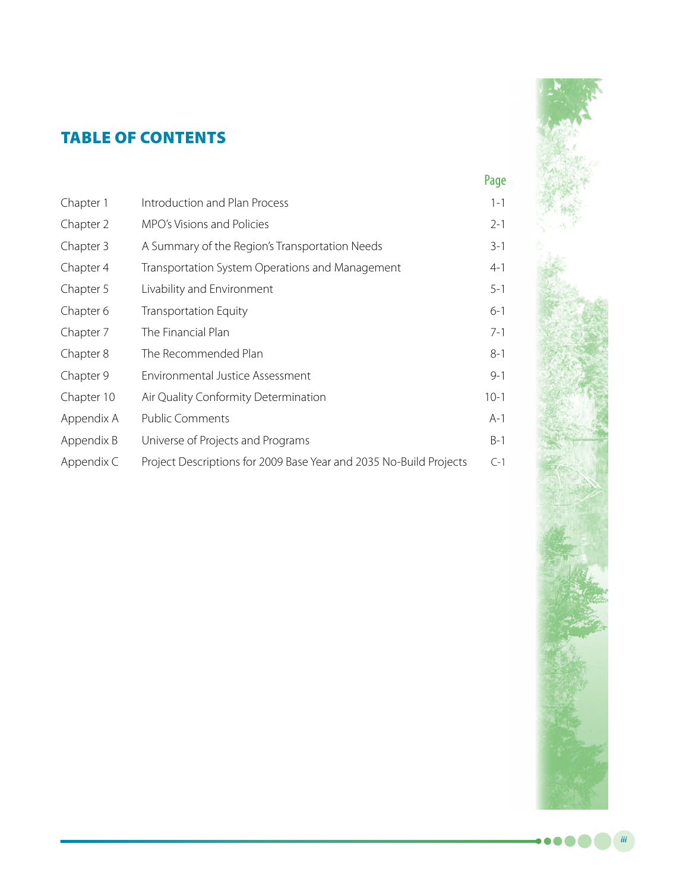# TABLE OF CONTENTS

| | | Page |
|---|---|---|
| Chapter 1 | Introduction and Plan Process | 1-1 |
| Chapter 2 | MPO's Visions and Policies | 2-1 |
| Chapter 3 | A Summary of the Region's Transportation Needs | 3-1 |
| Chapter 4 | Transportation System Operations and Management | 4-1 |
| Chapter 5 | Livability and Environment | 5-1 |
| Chapter 6 | Transportation Equity | 6-1 |
| Chapter 7 | The Financial Plan | 7-1 |
| Chapter 8 | The Recommended Plan | 8-1 |
| Chapter 9 | Environmental Justice Assessment | 9-1 |
| Chapter 10 | Air Quality Conformity Determination | 10-1 |
| Appendix A | Public Comments | A-1 |
| Appendix B | Universe of Projects and Programs | B-1 |
| Appendix C | Project Descriptions for 2009 Base Year and 2035 No-Build Projects | C-1 |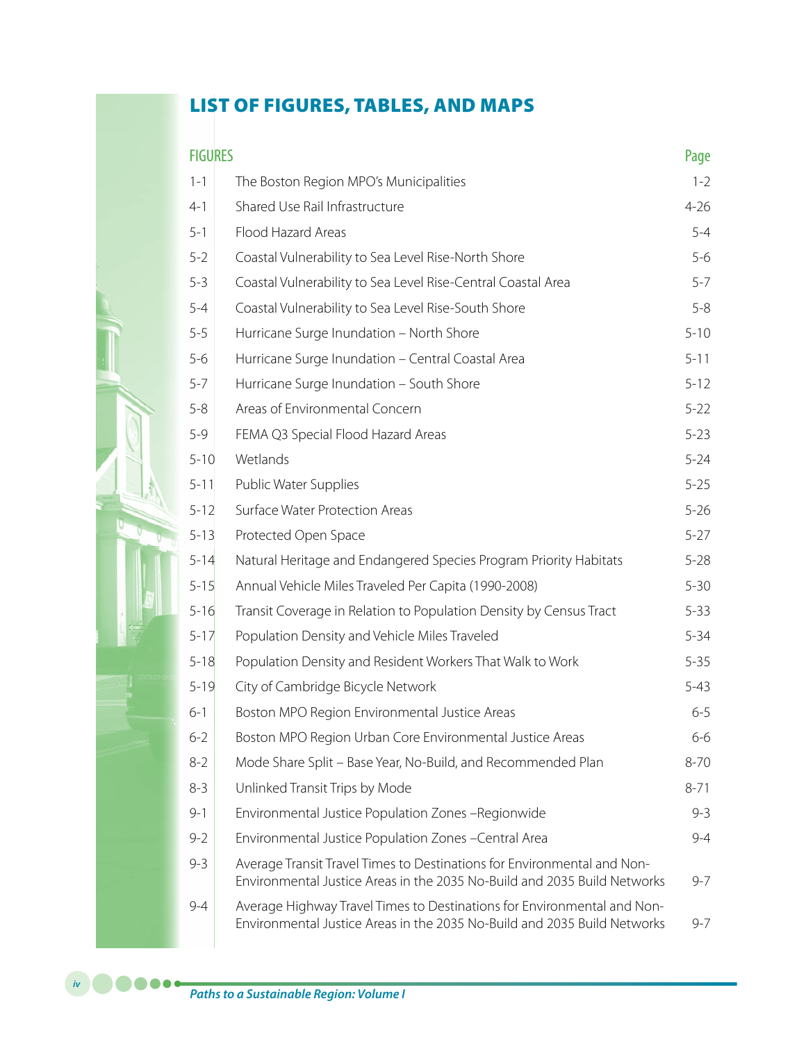# LIST OF FIGURES, TABLES, AND MAPS

| FIGURES | | Page |
|---|---|---|
| 1-1 | The Boston Region MPO's Municipalities | 1-2 |
| 4-1 | Shared Use Rail Infrastructure | 4-26 |
| 5-1 | Flood Hazard Areas | 5-4 |
| 5-2 | Coastal Vulnerability to Sea Level Rise-North Shore | 5-6 |
| 5-3 | Coastal Vulnerability to Sea Level Rise-Central Coastal Area | 5-7 |
| 5-4 | Coastal Vulnerability to Sea Level Rise-South Shore | 5-8 |
| 5-5 | Hurricane Surge Inundation – North Shore | 5-10 |
| 5-6 | Hurricane Surge Inundation – Central Coastal Area | 5-11 |
| 5-7 | Hurricane Surge Inundation – South Shore | 5-12 |
| 5-8 | Areas of Environmental Concern | 5-22 |
| 5-9 | FEMA Q3 Special Flood Hazard Areas | 5-23 |
| 5-10 | Wetlands | 5-24 |
| 5-11 | Public Water Supplies | 5-25 |
| 5-12 | Surface Water Protection Areas | 5-26 |
| 5-13 | Protected Open Space | 5-27 |
| 5-14 | Natural Heritage and Endangered Species Program Priority Habitats | 5-28 |
| 5-15 | Annual Vehicle Miles Traveled Per Capita (1990-2008) | 5-30 |
| 5-16 | Transit Coverage in Relation to Population Density by Census Tract | 5-33 |
| 5-17 | Population Density and Vehicle Miles Traveled | 5-34 |
| 5-18 | Population Density and Resident Workers That Walk to Work | 5-35 |
| 5-19 | City of Cambridge Bicycle Network | 5-43 |
| 6-1 | Boston MPO Region Environmental Justice Areas | 6-5 |
| 6-2 | Boston MPO Region Urban Core Environmental Justice Areas | 6-6 |
| 8-2 | Mode Share Split – Base Year, No-Build, and Recommended Plan | 8-70 |
| 8-3 | Unlinked Transit Trips by Mode | 8-71 |
| 9-1 | Environmental Justice Population Zones –Regionwide | 9-3 |
| 9-2 | Environmental Justice Population Zones –Central Area | 9-4 |
| 9-3 | Average Transit Travel Times to Destinations for Environmental and Non-Environmental Justice Areas in the 2035 No-Build and 2035 Build Networks | 9-7 |
| 9-4 | Average Highway Travel Times to Destinations for Environmental and Non-Environmental Justice Areas in the 2035 No-Build and 2035 Build Networks | 9-7 |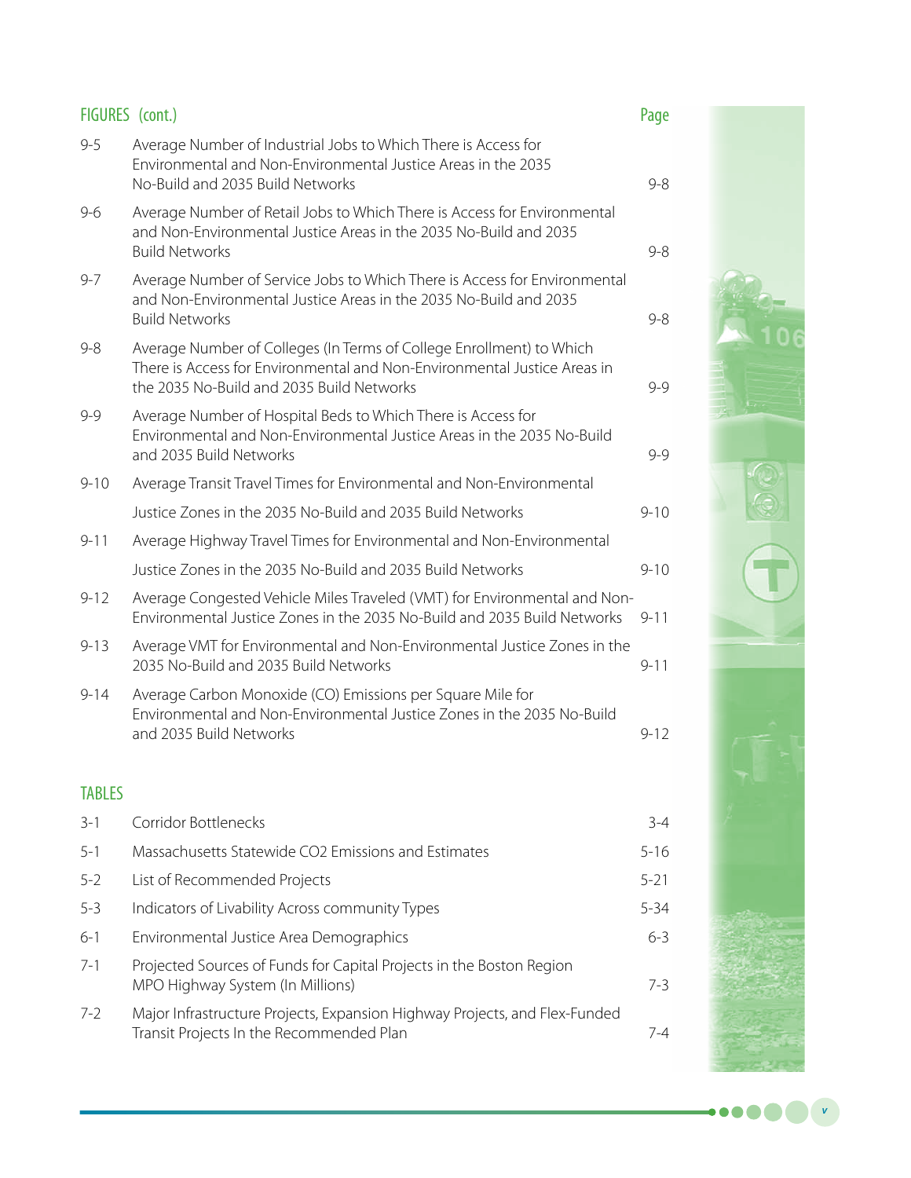## FIGURES (cont.)

| | | Page |
|---|---|---|
| 9-5 | Average Number of Industrial Jobs to Which There is Access for Environmental and Non-Environmental Justice Areas in the 2035 No-Build and 2035 Build Networks | 9-8 |
| 9-6 | Average Number of Retail Jobs to Which There is Access for Environmental and Non-Environmental Justice Areas in the 2035 No-Build and 2035 Build Networks | 9-8 |
| 9-7 | Average Number of Service Jobs to Which There is Access for Environmental and Non-Environmental Justice Areas in the 2035 No-Build and 2035 Build Networks | 9-8 |
| 9-8 | Average Number of Colleges (In Terms of College Enrollment) to Which There is Access for Environmental and Non-Environmental Justice Areas in the 2035 No-Build and 2035 Build Networks | 9-9 |
| 9-9 | Average Number of Hospital Beds to Which There is Access for Environmental and Non-Environmental Justice Areas in the 2035 No-Build and 2035 Build Networks | 9-9 |
| 9-10 | Average Transit Travel Times for Environmental and Non-Environmental Justice Zones in the 2035 No-Build and 2035 Build Networks | 9-10 |
| 9-11 | Average Highway Travel Times for Environmental and Non-Environmental Justice Zones in the 2035 No-Build and 2035 Build Networks | 9-10 |
| 9-12 | Average Congested Vehicle Miles Traveled (VMT) for Environmental and Non-Environmental Justice Zones in the 2035 No-Build and 2035 Build Networks | 9-11 |
| 9-13 | Average VMT for Environmental and Non-Environmental Justice Zones in the 2035 No-Build and 2035 Build Networks | 9-11 |
| 9-14 | Average Carbon Monoxide (CO) Emissions per Square Mile for Environmental and Non-Environmental Justice Zones in the 2035 No-Build and 2035 Build Networks | 9-12 |

## TABLES

| | | |
|---|---|---|
| 3-1 | Corridor Bottlenecks | 3-4 |
| 5-1 | Massachusetts Statewide CO2 Emissions and Estimates | 5-16 |
| 5-2 | List of Recommended Projects | 5-21 |
| 5-3 | Indicators of Livability Across community Types | 5-34 |
| 6-1 | Environmental Justice Area Demographics | 6-3 |
| 7-1 | Projected Sources of Funds for Capital Projects in the Boston Region MPO Highway System (In Millions) | 7-3 |
| 7-2 | Major Infrastructure Projects, Expansion Highway Projects, and Flex-Funded Transit Projects In the Recommended Plan | 7-4 |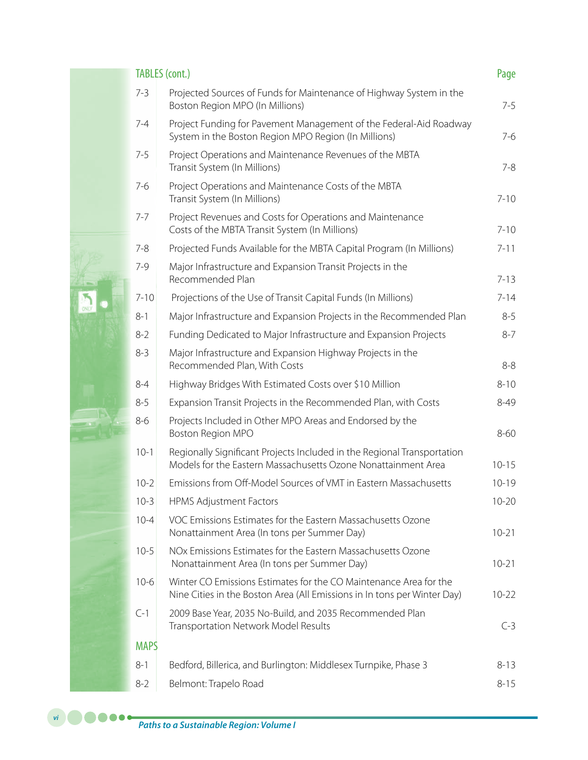## TABLES (cont.)

| | | Page |
|---|---|---|
| 7-3 | Projected Sources of Funds for Maintenance of Highway System in the Boston Region MPO (In Millions) | 7-5 |
| 7-4 | Project Funding for Pavement Management of the Federal-Aid Roadway System in the Boston Region MPO Region (In Millions) | 7-6 |
| 7-5 | Project Operations and Maintenance Revenues of the MBTA Transit System (In Millions) | 7-8 |
| 7-6 | Project Operations and Maintenance Costs of the MBTA Transit System (In Millions) | 7-10 |
| 7-7 | Project Revenues and Costs for Operations and Maintenance Costs of the MBTA Transit System (In Millions) | 7-10 |
| 7-8 | Projected Funds Available for the MBTA Capital Program (In Millions) | 7-11 |
| 7-9 | Major Infrastructure and Expansion Transit Projects in the Recommended Plan | 7-13 |
| 7-10 | Projections of the Use of Transit Capital Funds (In Millions) | 7-14 |
| 8-1 | Major Infrastructure and Expansion Projects in the Recommended Plan | 8-5 |
| 8-2 | Funding Dedicated to Major Infrastructure and Expansion Projects | 8-7 |
| 8-3 | Major Infrastructure and Expansion Highway Projects in the Recommended Plan, With Costs | 8-8 |
| 8-4 | Highway Bridges With Estimated Costs over $10 Million | 8-10 |
| 8-5 | Expansion Transit Projects in the Recommended Plan, with Costs | 8-49 |
| 8-6 | Projects Included in Other MPO Areas and Endorsed by the Boston Region MPO | 8-60 |
| 10-1 | Regionally Significant Projects Included in the Regional Transportation Models for the Eastern Massachusetts Ozone Nonattainment Area | 10-15 |
| 10-2 | Emissions from Off-Model Sources of VMT in Eastern Massachusetts | 10-19 |
| 10-3 | HPMS Adjustment Factors | 10-20 |
| 10-4 | VOC Emissions Estimates for the Eastern Massachusetts Ozone Nonattainment Area (In tons per Summer Day) | 10-21 |
| 10-5 | NOx Emissions Estimates for the Eastern Massachusetts Ozone Nonattainment Area (In tons per Summer Day) | 10-21 |
| 10-6 | Winter CO Emissions Estimates for the CO Maintenance Area for the Nine Cities in the Boston Area (All Emissions in In tons per Winter Day) | 10-22 |
| C-1 | 2009 Base Year, 2035 No-Build, and 2035 Recommended Plan Transportation Network Model Results | C-3 |

## MAPS

| | | |
|---|---|---|
| 8-1 | Bedford, Billerica, and Burlington: Middlesex Turnpike, Phase 3 | 8-13 |
| 8-2 | Belmont: Trapelo Road | 8-15 |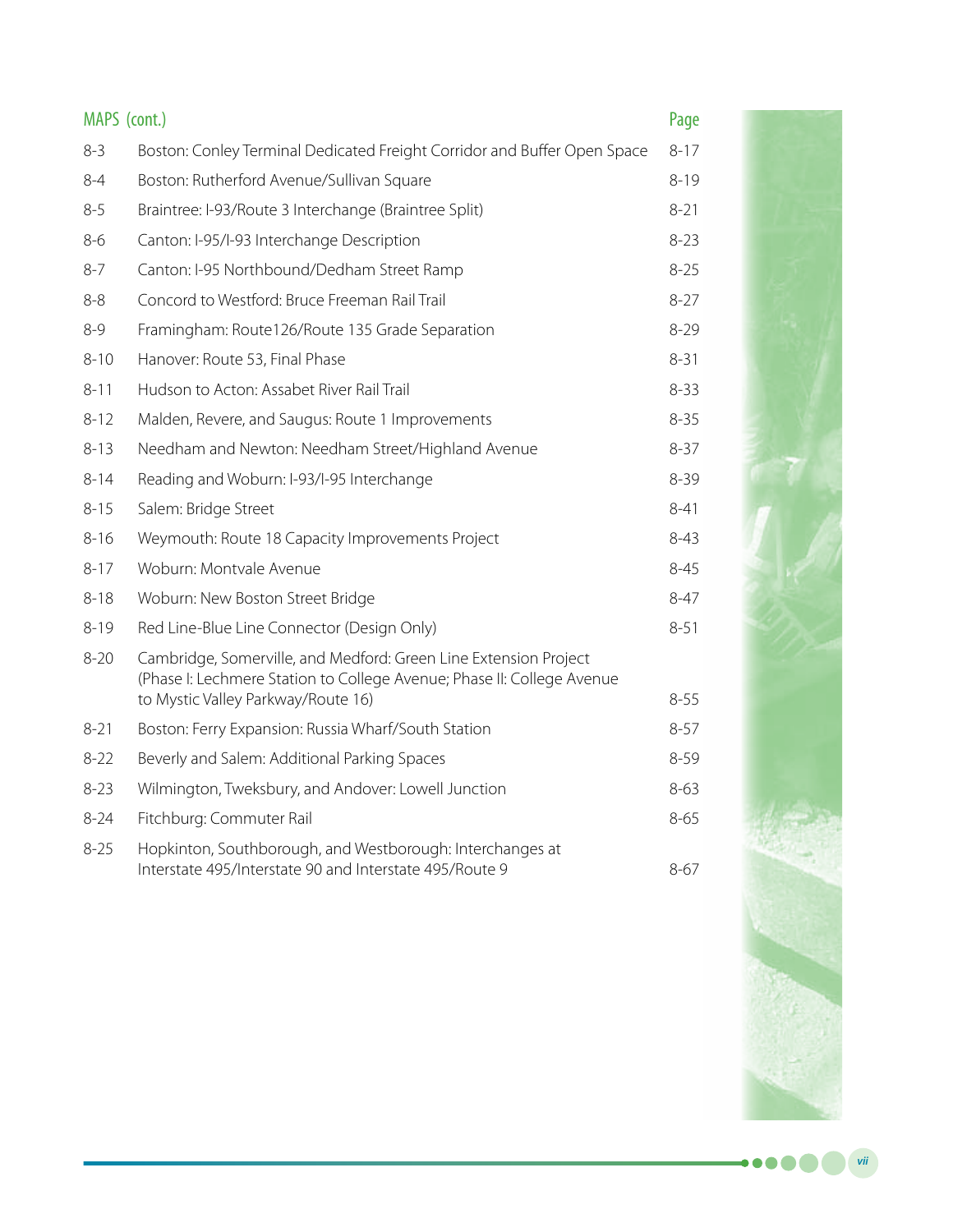| MAPS (cont.) | | Page |
|---|---|---|
| 8-3 | Boston: Conley Terminal Dedicated Freight Corridor and Buffer Open Space | 8-17 |
| 8-4 | Boston: Rutherford Avenue/Sullivan Square | 8-19 |
| 8-5 | Braintree: I-93/Route 3 Interchange (Braintree Split) | 8-21 |
| 8-6 | Canton: I-95/I-93 Interchange Description | 8-23 |
| 8-7 | Canton: I-95 Northbound/Dedham Street Ramp | 8-25 |
| 8-8 | Concord to Westford: Bruce Freeman Rail Trail | 8-27 |
| 8-9 | Framingham: Route126/Route 135 Grade Separation | 8-29 |
| 8-10 | Hanover: Route 53, Final Phase | 8-31 |
| 8-11 | Hudson to Acton: Assabet River Rail Trail | 8-33 |
| 8-12 | Malden, Revere, and Saugus: Route 1 Improvements | 8-35 |
| 8-13 | Needham and Newton: Needham Street/Highland Avenue | 8-37 |
| 8-14 | Reading and Woburn: I-93/I-95 Interchange | 8-39 |
| 8-15 | Salem: Bridge Street | 8-41 |
| 8-16 | Weymouth: Route 18 Capacity Improvements Project | 8-43 |
| 8-17 | Woburn: Montvale Avenue | 8-45 |
| 8-18 | Woburn: New Boston Street Bridge | 8-47 |
| 8-19 | Red Line-Blue Line Connector (Design Only) | 8-51 |
| 8-20 | Cambridge, Somerville, and Medford: Green Line Extension Project (Phase I: Lechmere Station to College Avenue; Phase II: College Avenue to Mystic Valley Parkway/Route 16) | 8-55 |
| 8-21 | Boston: Ferry Expansion: Russia Wharf/South Station | 8-57 |
| 8-22 | Beverly and Salem: Additional Parking Spaces | 8-59 |
| 8-23 | Wilmington, Tweksbury, and Andover: Lowell Junction | 8-63 |
| 8-24 | Fitchburg: Commuter Rail | 8-65 |
| 8-25 | Hopkinton, Southborough, and Westborough: Interchanges at Interstate 495/Interstate 90 and Interstate 495/Route 9 | 8-67 |